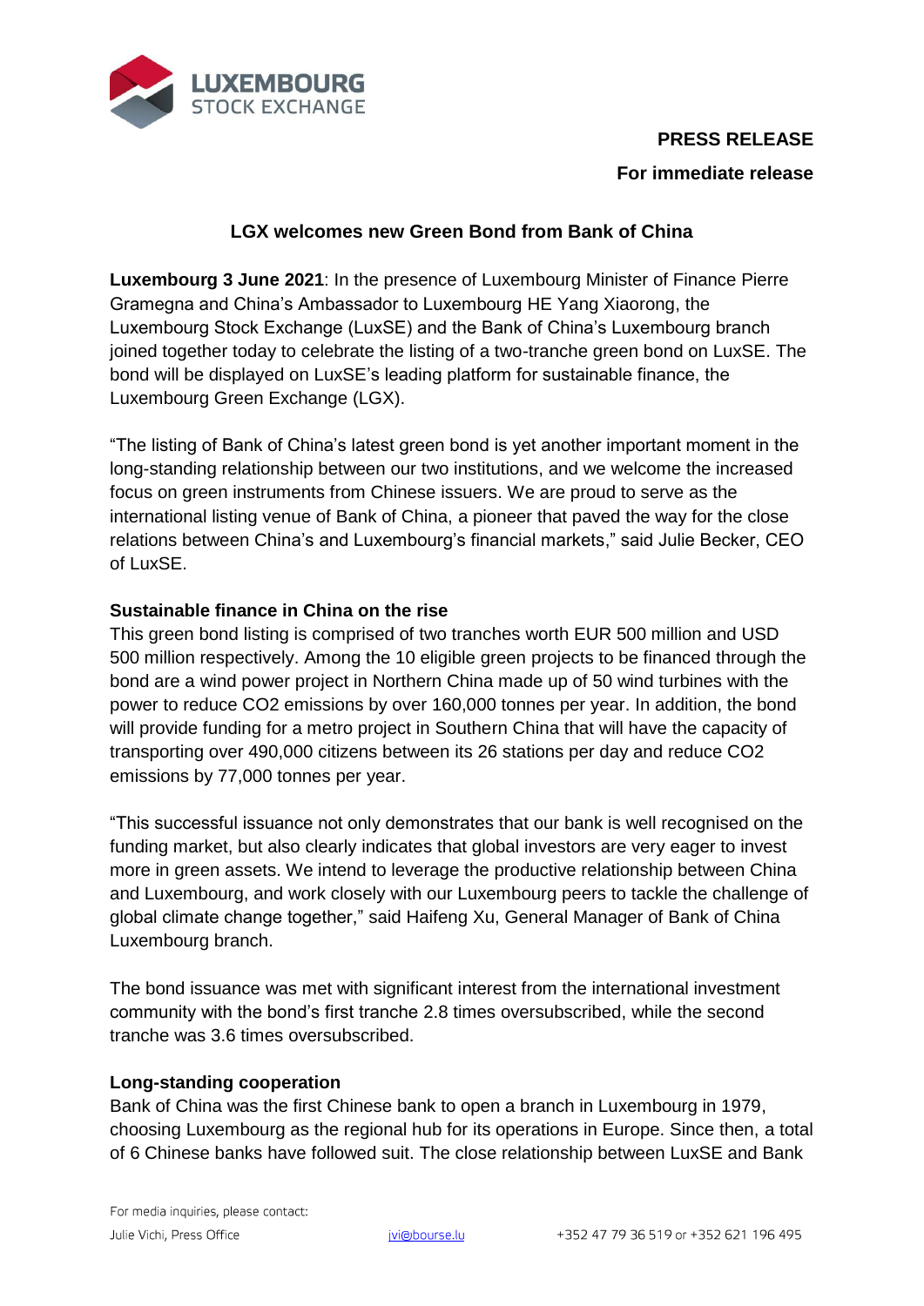**PRESS RELEASE**

**For immediate release**

## LGX welcomes new Green Bond from Bank of China

**Luxembourg 3 June 2021**: In the presence of Luxembourg Minister of Finance Pierre Gramegna and China's Ambassador to Luxembourg HE Yang Xiaorong, the Luxembourg Stock Exchange (LuxSE) and the Bank of China's Luxembourg branch joined together today to celebrate the listing of a two-tranche green bond on LuxSE. The bond will be displayed on LuxSE's leading platform for sustainable finance, the Luxembourg Green Exchange (LGX).

"The listing of Bank of China's latest green bond is yet another important moment in the long-standing relationship between our two institutions, and we welcome the increased focus on green instruments from Chinese issuers. We are proud to serve as the international listing venue of Bank of China, a pioneer that paved the way for the close relations between China's and Luxembourg's financial markets," said Julie Becker, CEO of LuxSE.

**Sustainable finance in China on the rise**

This green bond listing is comprised of two tranches worth EUR 500 million and USD 500 million respectively. Among the 10 eligible green projects to be financed through the bond are a wind power project in Northern China made up of 50 wind turbines with the power to reduce $CO_2$ emissions by over 160,000 tonnes per year. In addition, the bond will provide funding for a metro project in Southern China that will have the capacity of transporting over 490,000 citizens between its 26 stations per day and reduce $CO_2$ emissions by 77,000 tonnes per year.

"This successful issuance not only demonstrates that our bank is well recognised on the funding market, but also clearly indicates that global investors are very eager to invest more in green assets. We intend to leverage the productive relationship between China and Luxembourg, and work closely with our Luxembourg peers to tackle the challenge of global climate change together," said Haifeng Xu, General Manager of Bank of China Luxembourg branch.

The bond issuance was met with significant interest from the international investment community with the bond's first tranche 2.8 times oversubscribed, while the second tranche was 3.6 times oversubscribed.

**Long-standing cooperation**

Bank of China was the first Chinese bank to open a branch in Luxembourg in 1979, choosing Luxembourg as the regional hub for its operations in Europe. Since then, a total of 6 Chinese banks have followed suit. The close relationship between LuxSE and Bank

For media inquiries, please contact:
Julie Vichi, Press Office jvi@bourse.lu +352 47 79 36 519 or +352 621 196 495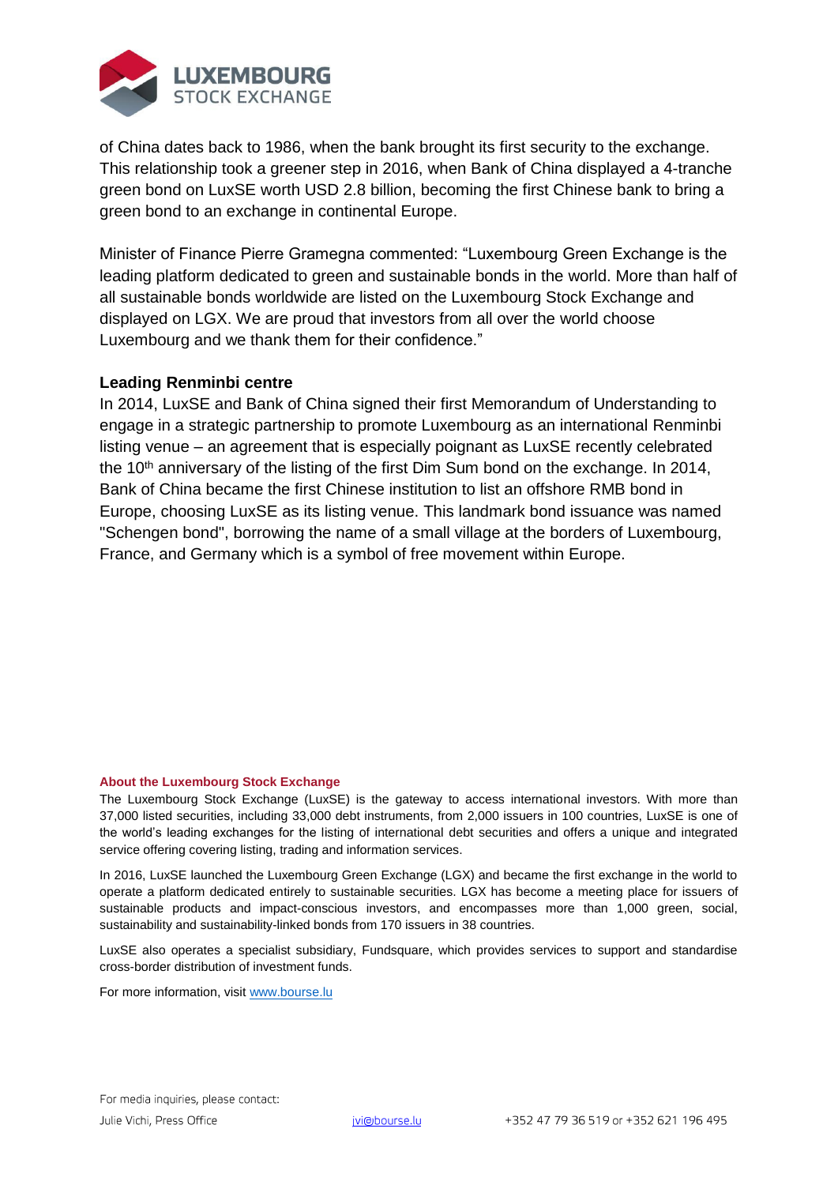of China dates back to 1986, when the bank brought its first security to the exchange. This relationship took a greener step in 2016, when Bank of China displayed a 4-tranche green bond on LuxSE worth USD 2.8 billion, becoming the first Chinese bank to bring a green bond to an exchange in continental Europe.

Minister of Finance Pierre Gramegna commented: “Luxembourg Green Exchange is the leading platform dedicated to green and sustainable bonds in the world. More than half of all sustainable bonds worldwide are listed on the Luxembourg Stock Exchange and displayed on LGX. We are proud that investors from all over the world choose Luxembourg and we thank them for their confidence.”

**Leading Renminbi centre**

In 2014, LuxSE and Bank of China signed their first Memorandum of Understanding to engage in a strategic partnership to promote Luxembourg as an international Renminbi listing venue – an agreement that is especially poignant as LuxSE recently celebrated the 10th anniversary of the listing of the first Dim Sum bond on the exchange. In 2014, Bank of China became the first Chinese institution to list an offshore RMB bond in Europe, choosing LuxSE as its listing venue. This landmark bond issuance was named "Schengen bond", borrowing the name of a small village at the borders of Luxembourg, France, and Germany which is a symbol of free movement within Europe.

**About the Luxembourg Stock Exchange**

The Luxembourg Stock Exchange (LuxSE) is the gateway to access international investors. With more than 37,000 listed securities, including 33,000 debt instruments, from 2,000 issuers in 100 countries, LuxSE is one of the world’s leading exchanges for the listing of international debt securities and offers a unique and integrated service offering covering listing, trading and information services.

In 2016, LuxSE launched the Luxembourg Green Exchange (LGX) and became the first exchange in the world to operate a platform dedicated entirely to sustainable securities. LGX has become a meeting place for issuers of sustainable products and impact-conscious investors, and encompasses more than 1,000 green, social, sustainability and sustainability-linked bonds from 170 issuers in 38 countries.

LuxSE also operates a specialist subsidiary, Fundsquare, which provides services to support and standardise cross-border distribution of investment funds.

For more information, visit www.bourse.lu

For media inquiries, please contact:

Julie Vichi, Press Office jvi@bourse.lu +352 47 79 36 519 or +352 621 196 495